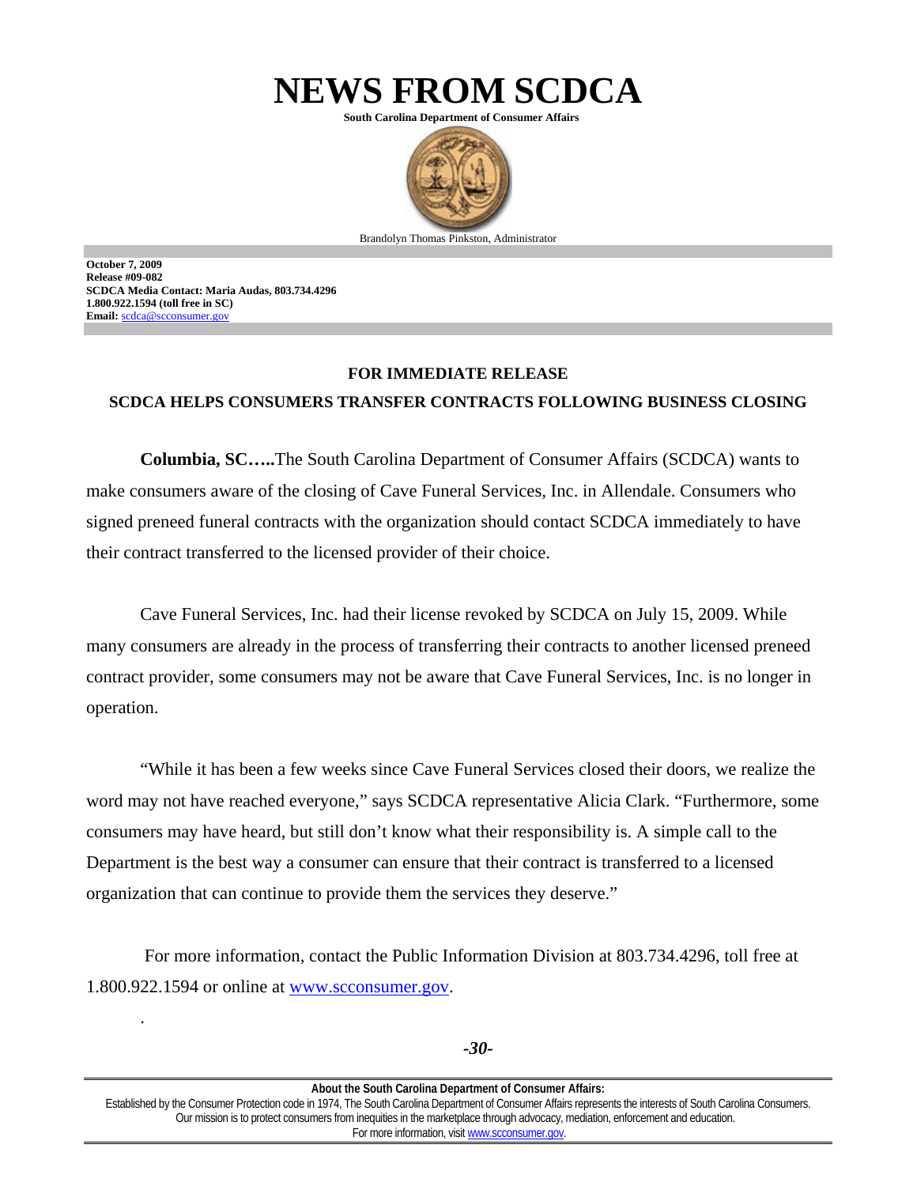# NEWS FROM SCDCA

**South Carolina Department of Consumer Affairs**

Brandolyn Thomas Pinkston, Administrator

**October 7, 2009**
**Release #09-082**
**SCDCA Media Contact: Maria Audas, 803.734.4296**
**1.800.922.1594 (toll free in SC)**
**Email:** scdca@scconsumer.gov

**FOR IMMEDIATE RELEASE**

**SCDCA HELPS CONSUMERS TRANSFER CONTRACTS FOLLOWING BUSINESS CLOSING**

**Columbia, SC…..**The South Carolina Department of Consumer Affairs (SCDCA) wants to make consumers aware of the closing of Cave Funeral Services, Inc. in Allendale. Consumers who signed preneed funeral contracts with the organization should contact SCDCA immediately to have their contract transferred to the licensed provider of their choice.

Cave Funeral Services, Inc. had their license revoked by SCDCA on July 15, 2009. While many consumers are already in the process of transferring their contracts to another licensed preneed contract provider, some consumers may not be aware that Cave Funeral Services, Inc. is no longer in operation.

"While it has been a few weeks since Cave Funeral Services closed their doors, we realize the word may not have reached everyone," says SCDCA representative Alicia Clark. "Furthermore, some consumers may have heard, but still don't know what their responsibility is. A simple call to the Department is the best way a consumer can ensure that their contract is transferred to a licensed organization that can continue to provide them the services they deserve."

For more information, contact the Public Information Division at 803.734.4296, toll free at 1.800.922.1594 or online at www.scconsumer.gov.

*-30-*

**About the South Carolina Department of Consumer Affairs:**
Established by the Consumer Protection code in 1974, The South Carolina Department of Consumer Affairs represents the interests of South Carolina Consumers. Our mission is to protect consumers from inequities in the marketplace through advocacy, mediation, enforcement and education. For more information, visit www.scconsumer.gov.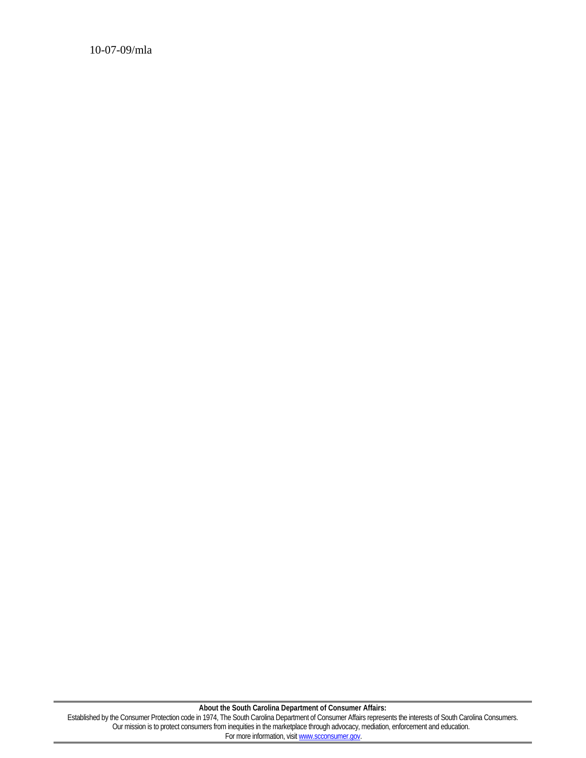10-07-09/mla

---

**About the South Carolina Department of Consumer Affairs:**

Established by the Consumer Protection code in 1974, The South Carolina Department of Consumer Affairs represents the interests of South Carolina Consumers. Our mission is to protect consumers from inequities in the marketplace through advocacy, mediation, enforcement and education. For more information, visit www.scconsumer.gov.